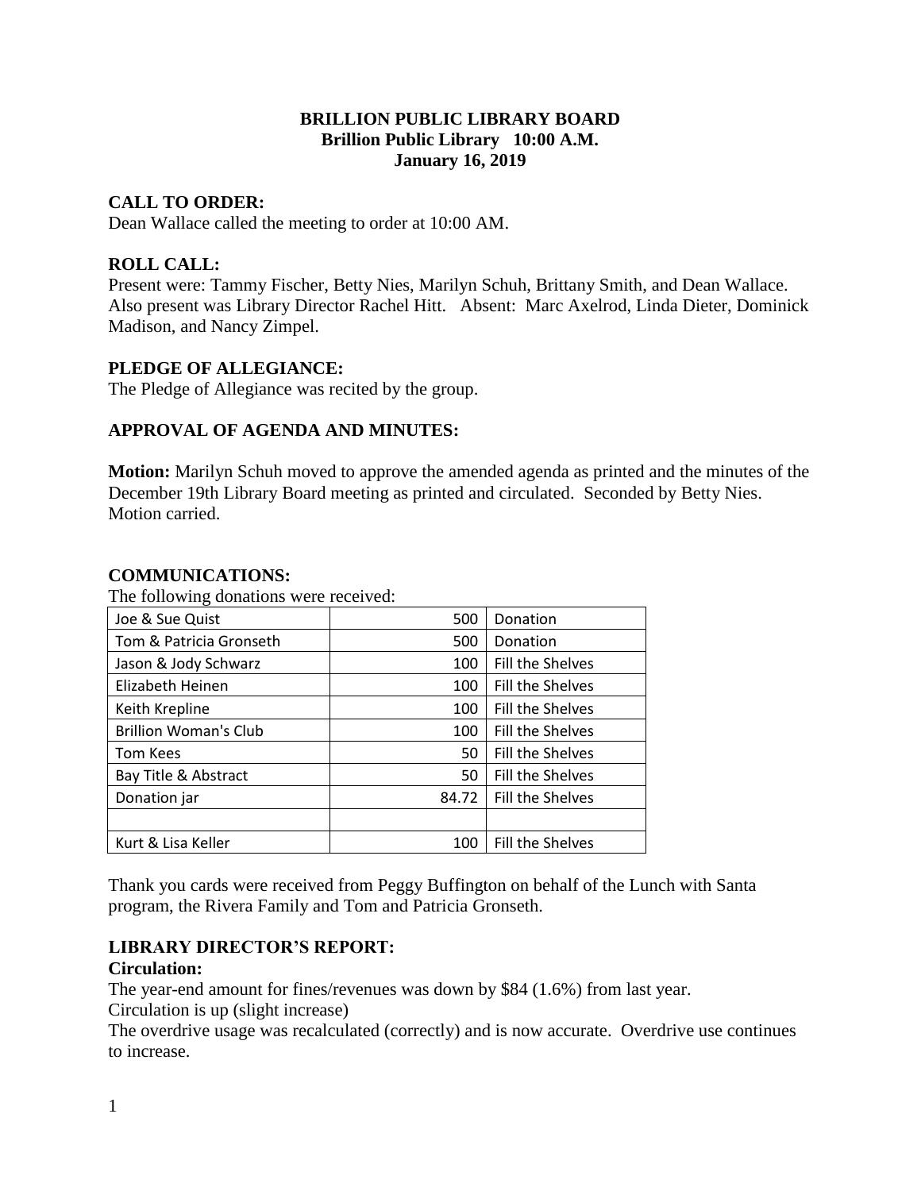# BRILLION PUBLIC LIBRARY BOARD
## Brillion Public Library 10:00 A.M.
## January 16, 2019

### CALL TO ORDER:

Dean Wallace called the meeting to order at 10:00 AM.

### ROLL CALL:

Present were: Tammy Fischer, Betty Nies, Marilyn Schuh, Brittany Smith, and Dean Wallace. Also present was Library Director Rachel Hitt. Absent: Marc Axelrod, Linda Dieter, Dominick Madison, and Nancy Zimpel.

### PLEDGE OF ALLEGIANCE:

The Pledge of Allegiance was recited by the group.

### APPROVAL OF AGENDA AND MINUTES:

**Motion:** Marilyn Schuh moved to approve the amended agenda as printed and the minutes of the December 19th Library Board meeting as printed and circulated. Seconded by Betty Nies. Motion carried.

### COMMUNICATIONS:

The following donations were received:

| | | |
|---|---|---|
| Joe & Sue Quist | 500 | Donation |
| Tom & Patricia Gronseth | 500 | Donation |
| Jason & Jody Schwarz | 100 | Fill the Shelves |
| Elizabeth Heinen | 100 | Fill the Shelves |
| Keith Krepline | 100 | Fill the Shelves |
| Brillion Woman's Club | 100 | Fill the Shelves |
| Tom Kees | 50 | Fill the Shelves |
| Bay Title & Abstract | 50 | Fill the Shelves |
| Donation jar | 84.72 | Fill the Shelves |
| | | |
| Kurt & Lisa Keller | 100 | Fill the Shelves |

Thank you cards were received from Peggy Buffington on behalf of the Lunch with Santa program, the Rivera Family and Tom and Patricia Gronseth.

### LIBRARY DIRECTOR'S REPORT:

**Circulation:**

The year-end amount for fines/revenues was down by $84 (1.6%) from last year.
Circulation is up (slight increase)
The overdrive usage was recalculated (correctly) and is now accurate. Overdrive use continues to increase.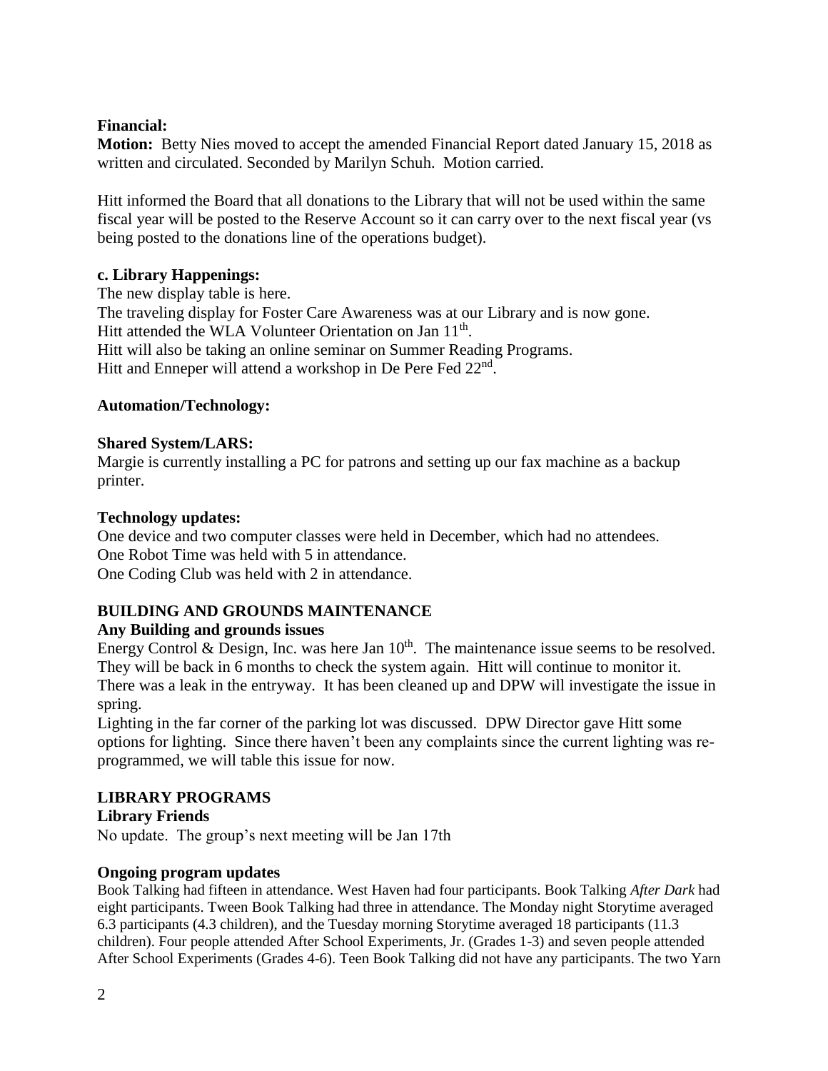**Financial:**

**Motion:** Betty Nies moved to accept the amended Financial Report dated January 15, 2018 as written and circulated. Seconded by Marilyn Schuh. Motion carried.

Hitt informed the Board that all donations to the Library that will not be used within the same fiscal year will be posted to the Reserve Account so it can carry over to the next fiscal year (vs being posted to the donations line of the operations budget).

**c. Library Happenings:**

The new display table is here.
The traveling display for Foster Care Awareness was at our Library and is now gone.
Hitt attended the WLA Volunteer Orientation on Jan 11th.
Hitt will also be taking an online seminar on Summer Reading Programs.
Hitt and Enneper will attend a workshop in De Pere Fed 22nd.

**Automation/Technology:**

**Shared System/LARS:**

Margie is currently installing a PC for patrons and setting up our fax machine as a backup printer.

**Technology updates:**

One device and two computer classes were held in December, which had no attendees.
One Robot Time was held with 5 in attendance.
One Coding Club was held with 2 in attendance.

**BUILDING AND GROUNDS MAINTENANCE**

**Any Building and grounds issues**

Energy Control & Design, Inc. was here Jan 10th. The maintenance issue seems to be resolved. They will be back in 6 months to check the system again. Hitt will continue to monitor it.
There was a leak in the entryway. It has been cleaned up and DPW will investigate the issue in spring.
Lighting in the far corner of the parking lot was discussed. DPW Director gave Hitt some options for lighting. Since there haven't been any complaints since the current lighting was re-programmed, we will table this issue for now.

**LIBRARY PROGRAMS**

**Library Friends**

No update. The group's next meeting will be Jan 17th

**Ongoing program updates**

Book Talking had fifteen in attendance. West Haven had four participants. Book Talking *After Dark* had eight participants. Tween Book Talking had three in attendance. The Monday night Storytime averaged 6.3 participants (4.3 children), and the Tuesday morning Storytime averaged 18 participants (11.3 children). Four people attended After School Experiments, Jr. (Grades 1-3) and seven people attended After School Experiments (Grades 4-6). Teen Book Talking did not have any participants. The two Yarn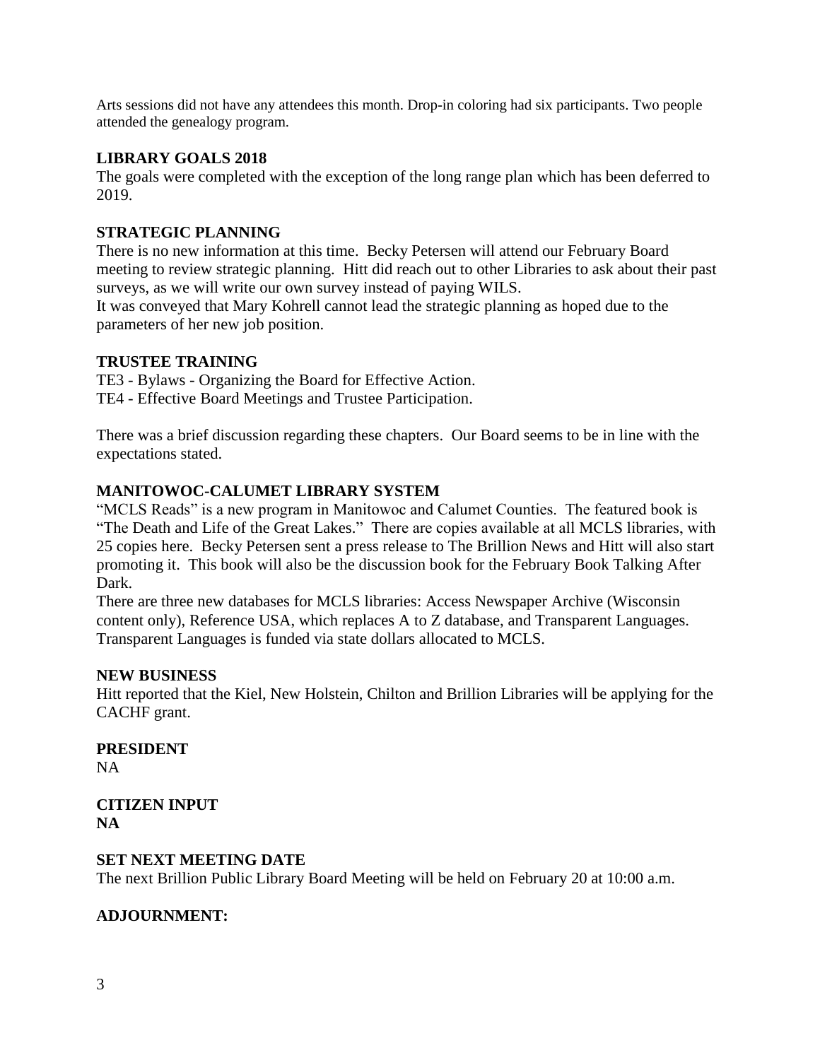Arts sessions did not have any attendees this month. Drop-in coloring had six participants. Two people attended the genealogy program.

**LIBRARY GOALS 2018**

The goals were completed with the exception of the long range plan which has been deferred to 2019.

**STRATEGIC PLANNING**

There is no new information at this time. Becky Petersen will attend our February Board meeting to review strategic planning. Hitt did reach out to other Libraries to ask about their past surveys, as we will write our own survey instead of paying WILS.
It was conveyed that Mary Kohrell cannot lead the strategic planning as hoped due to the parameters of her new job position.

**TRUSTEE TRAINING**

TE3 - Bylaws - Organizing the Board for Effective Action.
TE4 - Effective Board Meetings and Trustee Participation.

There was a brief discussion regarding these chapters. Our Board seems to be in line with the expectations stated.

**MANITOWOC-CALUMET LIBRARY SYSTEM**

"MCLS Reads" is a new program in Manitowoc and Calumet Counties. The featured book is "The Death and Life of the Great Lakes." There are copies available at all MCLS libraries, with 25 copies here. Becky Petersen sent a press release to The Brillion News and Hitt will also start promoting it. This book will also be the discussion book for the February Book Talking After Dark.
There are three new databases for MCLS libraries: Access Newspaper Archive (Wisconsin content only), Reference USA, which replaces A to Z database, and Transparent Languages. Transparent Languages is funded via state dollars allocated to MCLS.

**NEW BUSINESS**

Hitt reported that the Kiel, New Holstein, Chilton and Brillion Libraries will be applying for the CACHF grant.

**PRESIDENT**

NA

**CITIZEN INPUT**

**NA**

**SET NEXT MEETING DATE**

The next Brillion Public Library Board Meeting will be held on February 20 at 10:00 a.m.

**ADJOURNMENT:**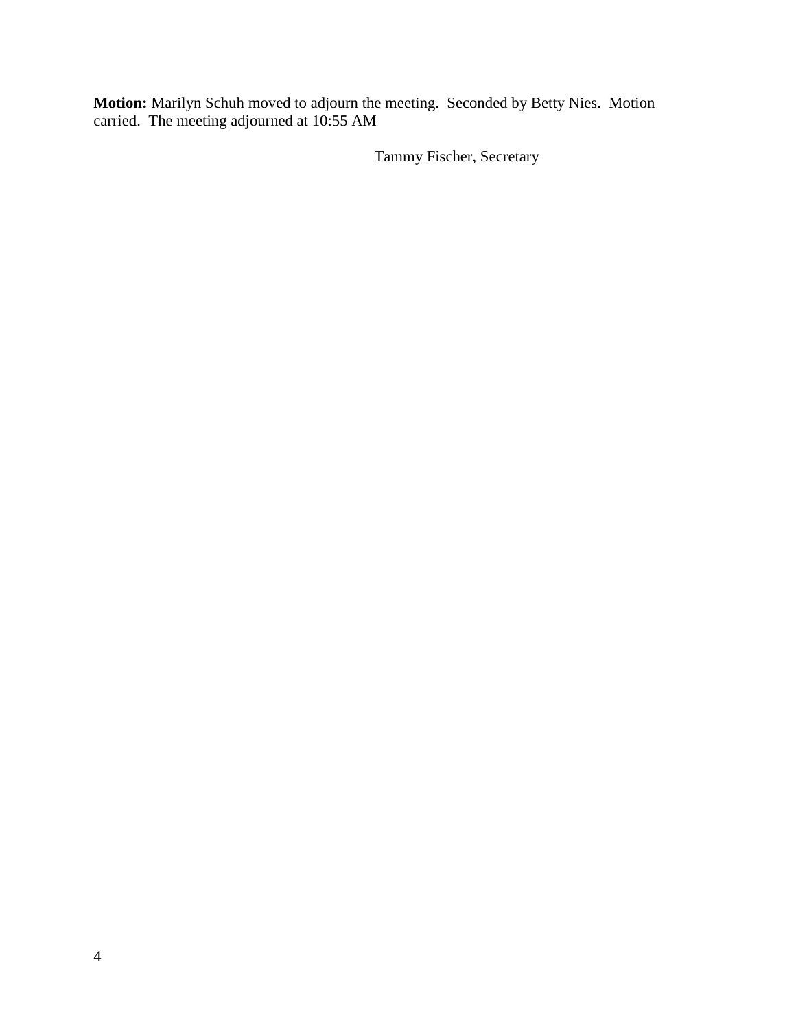**Motion:** Marilyn Schuh moved to adjourn the meeting. Seconded by Betty Nies. Motion carried. The meeting adjourned at 10:55 AM

Tammy Fischer, Secretary